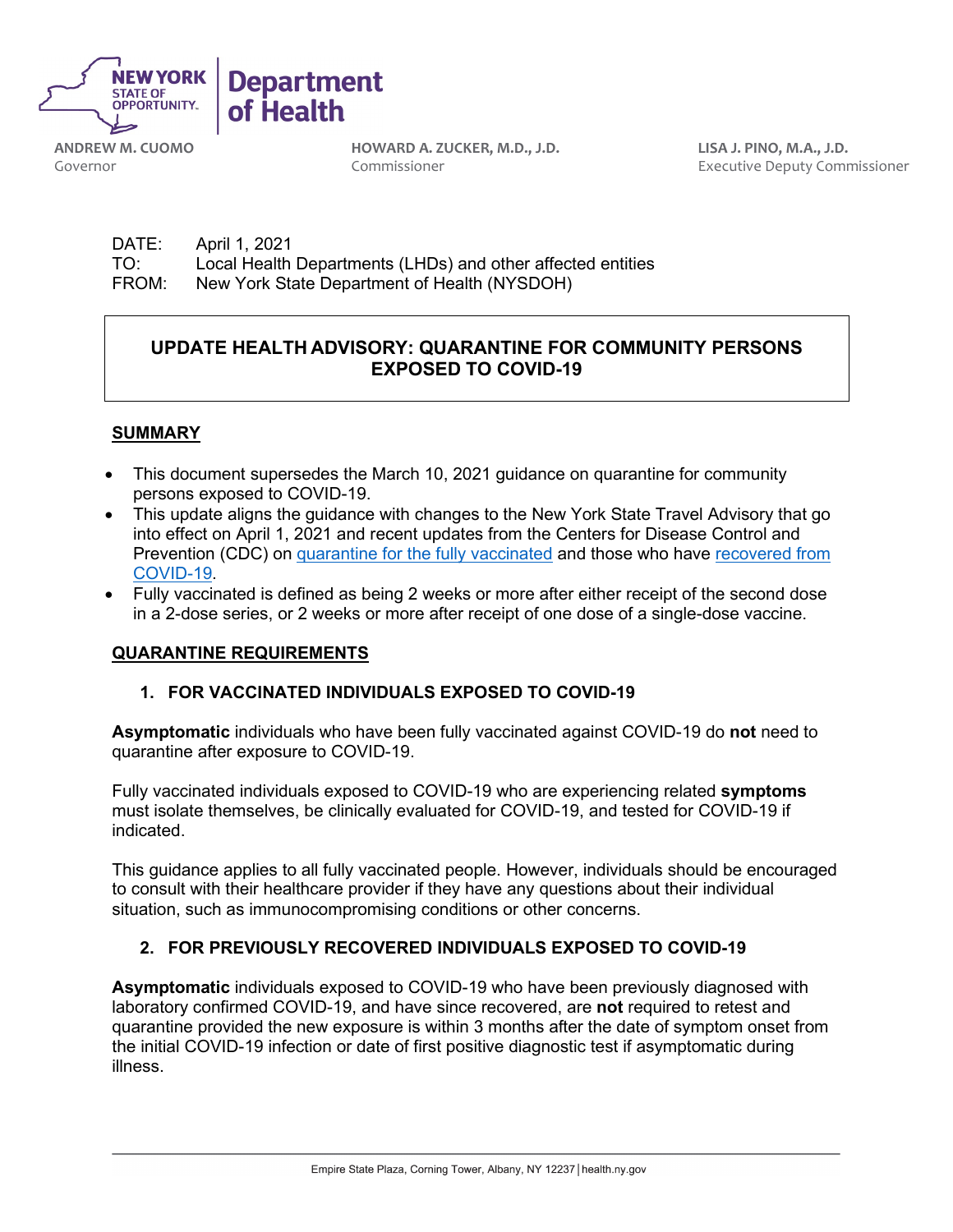**NEW YORK STATE OF OPPORTUNITY** | **Department of Health**

**ANDREW M. CUOMO**
Governor

**HOWARD A. ZUCKER, M.D., J.D.**
Commissioner

**LISA J. PINO, M.A., J.D.**
Executive Deputy Commissioner

DATE: April 1, 2021
TO: Local Health Departments (LHDs) and other affected entities
FROM: New York State Department of Health (NYSDOH)

# UPDATE HEALTH ADVISORY: QUARANTINE FOR COMMUNITY PERSONS EXPOSED TO COVID-19

## SUMMARY

- This document supersedes the March 10, 2021 guidance on quarantine for community persons exposed to COVID-19.
- This update aligns the guidance with changes to the New York State Travel Advisory that go into effect on April 1, 2021 and recent updates from the Centers for Disease Control and Prevention (CDC) on quarantine for the fully vaccinated and those who have recovered from COVID-19.
- Fully vaccinated is defined as being 2 weeks or more after either receipt of the second dose in a 2-dose series, or 2 weeks or more after receipt of one dose of a single-dose vaccine.

## QUARANTINE REQUIREMENTS

### 1. FOR VACCINATED INDIVIDUALS EXPOSED TO COVID-19

**Asymptomatic** individuals who have been fully vaccinated against COVID-19 do **not** need to quarantine after exposure to COVID-19.

Fully vaccinated individuals exposed to COVID-19 who are experiencing related **symptoms** must isolate themselves, be clinically evaluated for COVID-19, and tested for COVID-19 if indicated.

This guidance applies to all fully vaccinated people. However, individuals should be encouraged to consult with their healthcare provider if they have any questions about their individual situation, such as immunocompromising conditions or other concerns.

### 2. FOR PREVIOUSLY RECOVERED INDIVIDUALS EXPOSED TO COVID-19

**Asymptomatic** individuals exposed to COVID-19 who have been previously diagnosed with laboratory confirmed COVID-19, and have since recovered, are **not** required to retest and quarantine provided the new exposure is within 3 months after the date of symptom onset from the initial COVID-19 infection or date of first positive diagnostic test if asymptomatic during illness.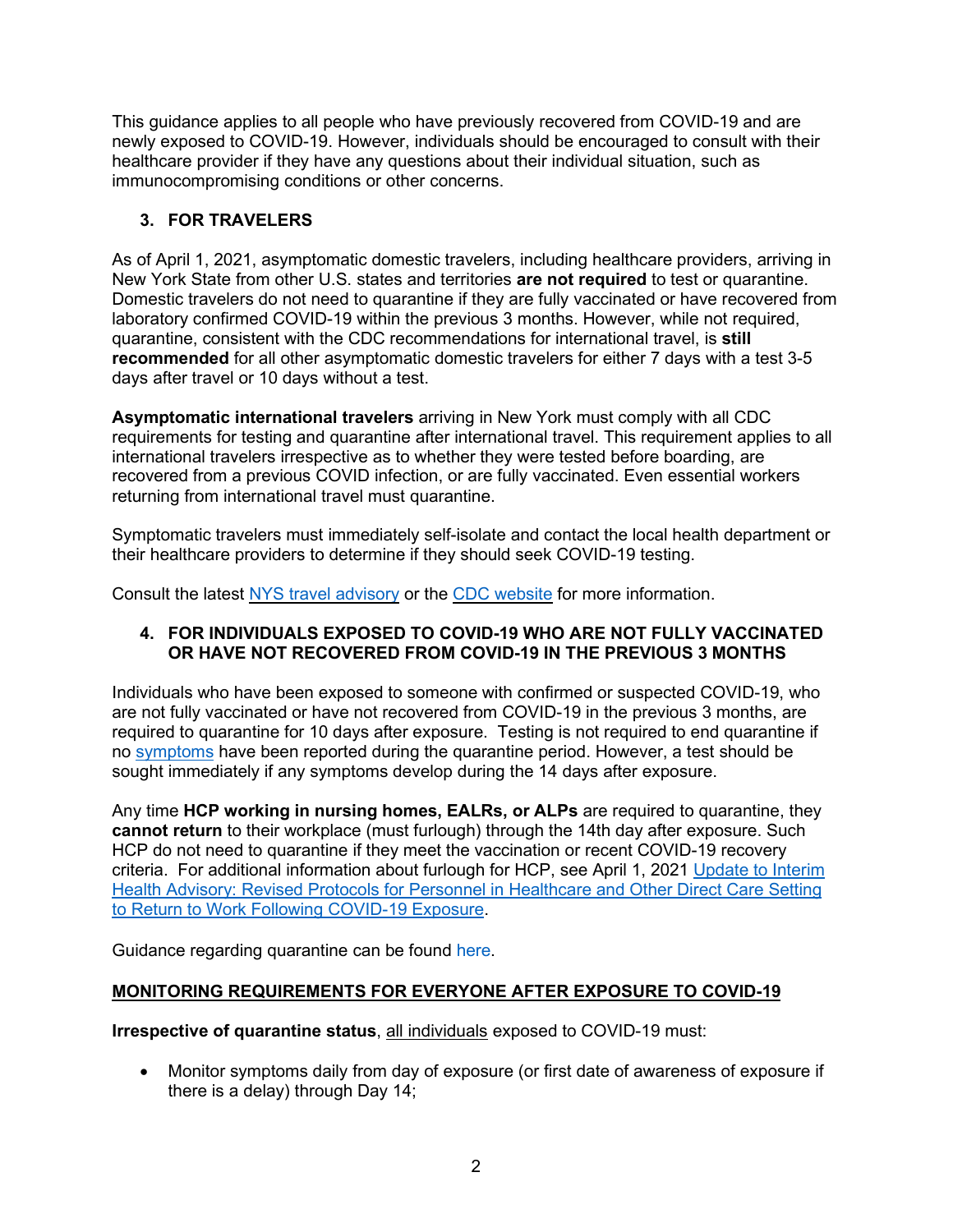This guidance applies to all people who have previously recovered from COVID-19 and are newly exposed to COVID-19. However, individuals should be encouraged to consult with their healthcare provider if they have any questions about their individual situation, such as immunocompromising conditions or other concerns.

## 3. FOR TRAVELERS

As of April 1, 2021, asymptomatic domestic travelers, including healthcare providers, arriving in New York State from other U.S. states and territories **are not required** to test or quarantine. Domestic travelers do not need to quarantine if they are fully vaccinated or have recovered from laboratory confirmed COVID-19 within the previous 3 months. However, while not required, quarantine, consistent with the CDC recommendations for international travel, is **still recommended** for all other asymptomatic domestic travelers for either 7 days with a test 3-5 days after travel or 10 days without a test.

**Asymptomatic international travelers** arriving in New York must comply with all CDC requirements for testing and quarantine after international travel. This requirement applies to all international travelers irrespective as to whether they were tested before boarding, are recovered from a previous COVID infection, or are fully vaccinated. Even essential workers returning from international travel must quarantine.

Symptomatic travelers must immediately self-isolate and contact the local health department or their healthcare providers to determine if they should seek COVID-19 testing.

Consult the latest NYS travel advisory or the CDC website for more information.

## 4. FOR INDIVIDUALS EXPOSED TO COVID-19 WHO ARE NOT FULLY VACCINATED OR HAVE NOT RECOVERED FROM COVID-19 IN THE PREVIOUS 3 MONTHS

Individuals who have been exposed to someone with confirmed or suspected COVID-19, who are not fully vaccinated or have not recovered from COVID-19 in the previous 3 months, are required to quarantine for 10 days after exposure. Testing is not required to end quarantine if no symptoms have been reported during the quarantine period. However, a test should be sought immediately if any symptoms develop during the 14 days after exposure.

Any time **HCP working in nursing homes, EALRs, or ALPs** are required to quarantine, they **cannot return** to their workplace (must furlough) through the 14th day after exposure. Such HCP do not need to quarantine if they meet the vaccination or recent COVID-19 recovery criteria. For additional information about furlough for HCP, see April 1, 2021 Update to Interim Health Advisory: Revised Protocols for Personnel in Healthcare and Other Direct Care Setting to Return to Work Following COVID-19 Exposure.

Guidance regarding quarantine can be found here.

## MONITORING REQUIREMENTS FOR EVERYONE AFTER EXPOSURE TO COVID-19

**Irrespective of quarantine status**, all individuals exposed to COVID-19 must:

- Monitor symptoms daily from day of exposure (or first date of awareness of exposure if there is a delay) through Day 14;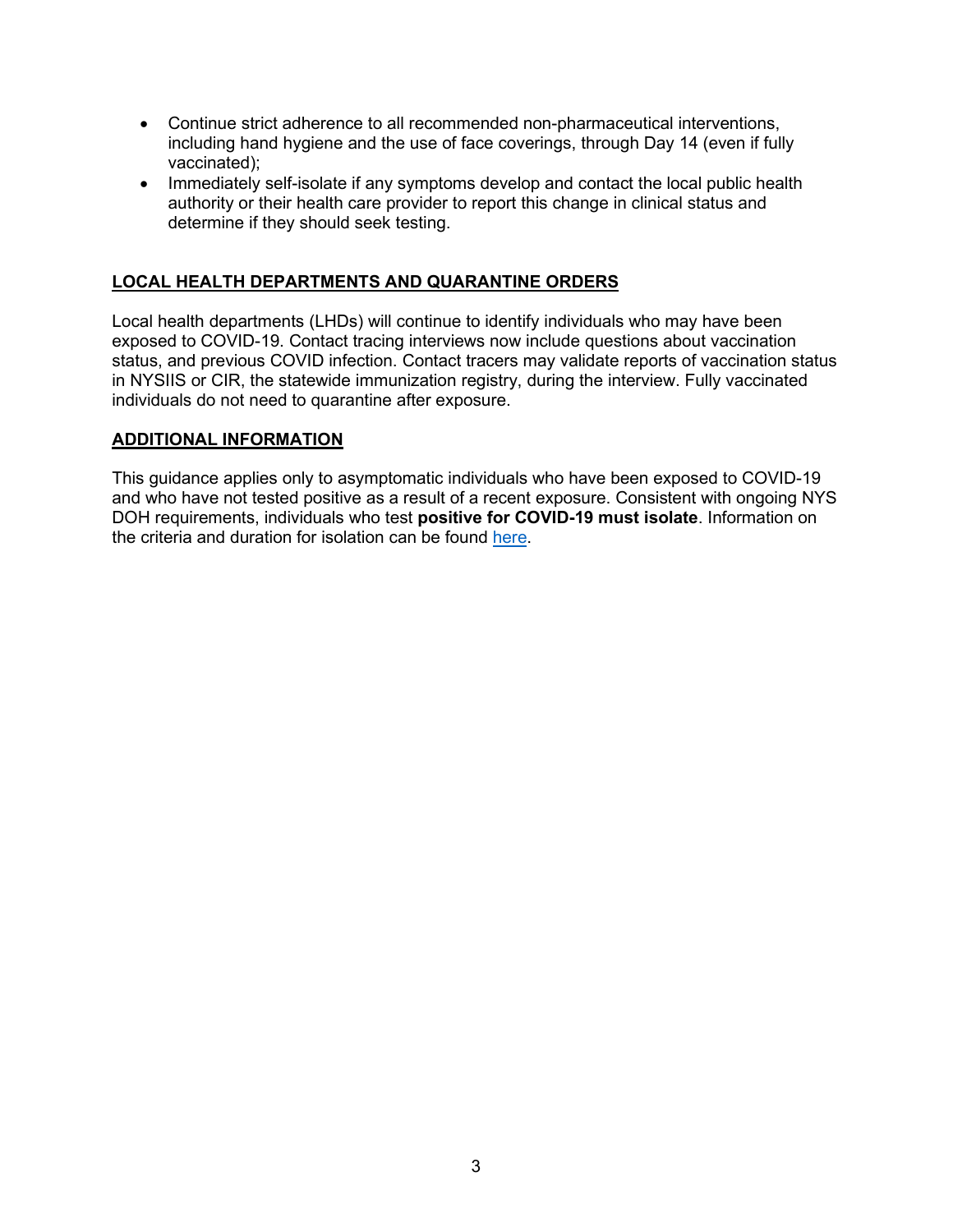- Continue strict adherence to all recommended non-pharmaceutical interventions, including hand hygiene and the use of face coverings, through Day 14 (even if fully vaccinated);
- Immediately self-isolate if any symptoms develop and contact the local public health authority or their health care provider to report this change in clinical status and determine if they should seek testing.

## LOCAL HEALTH DEPARTMENTS AND QUARANTINE ORDERS

Local health departments (LHDs) will continue to identify individuals who may have been exposed to COVID-19. Contact tracing interviews now include questions about vaccination status, and previous COVID infection. Contact tracers may validate reports of vaccination status in NYSIIS or CIR, the statewide immunization registry, during the interview. Fully vaccinated individuals do not need to quarantine after exposure.

## ADDITIONAL INFORMATION

This guidance applies only to asymptomatic individuals who have been exposed to COVID-19 and who have not tested positive as a result of a recent exposure. Consistent with ongoing NYS DOH requirements, individuals who test **positive for COVID-19 must isolate**. Information on the criteria and duration for isolation can be found here.